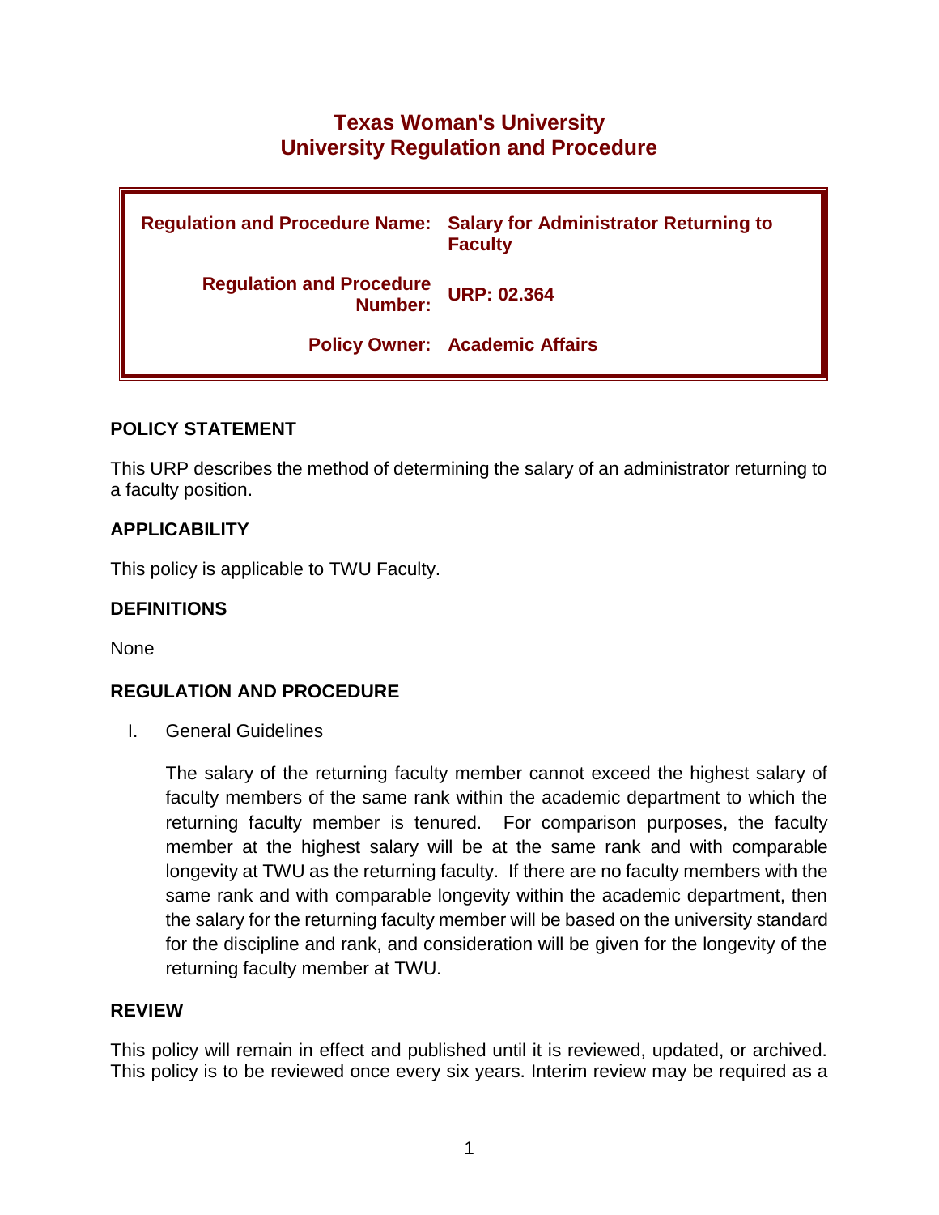# Texas Woman's University
# University Regulation and Procedure

| | |
|---|---|
| **Regulation and Procedure Name:** | **Salary for Administrator Returning to Faculty** |
| **Regulation and Procedure Number:** | **URP: 02.364** |
| **Policy Owner:** | **Academic Affairs** |

## POLICY STATEMENT

This URP describes the method of determining the salary of an administrator returning to a faculty position.

## APPLICABILITY

This policy is applicable to TWU Faculty.

## DEFINITIONS

None

## REGULATION AND PROCEDURE

I. General Guidelines

The salary of the returning faculty member cannot exceed the highest salary of faculty members of the same rank within the academic department to which the returning faculty member is tenured. For comparison purposes, the faculty member at the highest salary will be at the same rank and with comparable longevity at TWU as the returning faculty. If there are no faculty members with the same rank and with comparable longevity within the academic department, then the salary for the returning faculty member will be based on the university standard for the discipline and rank, and consideration will be given for the longevity of the returning faculty member at TWU.

## REVIEW

This policy will remain in effect and published until it is reviewed, updated, or archived. This policy is to be reviewed once every six years. Interim review may be required as a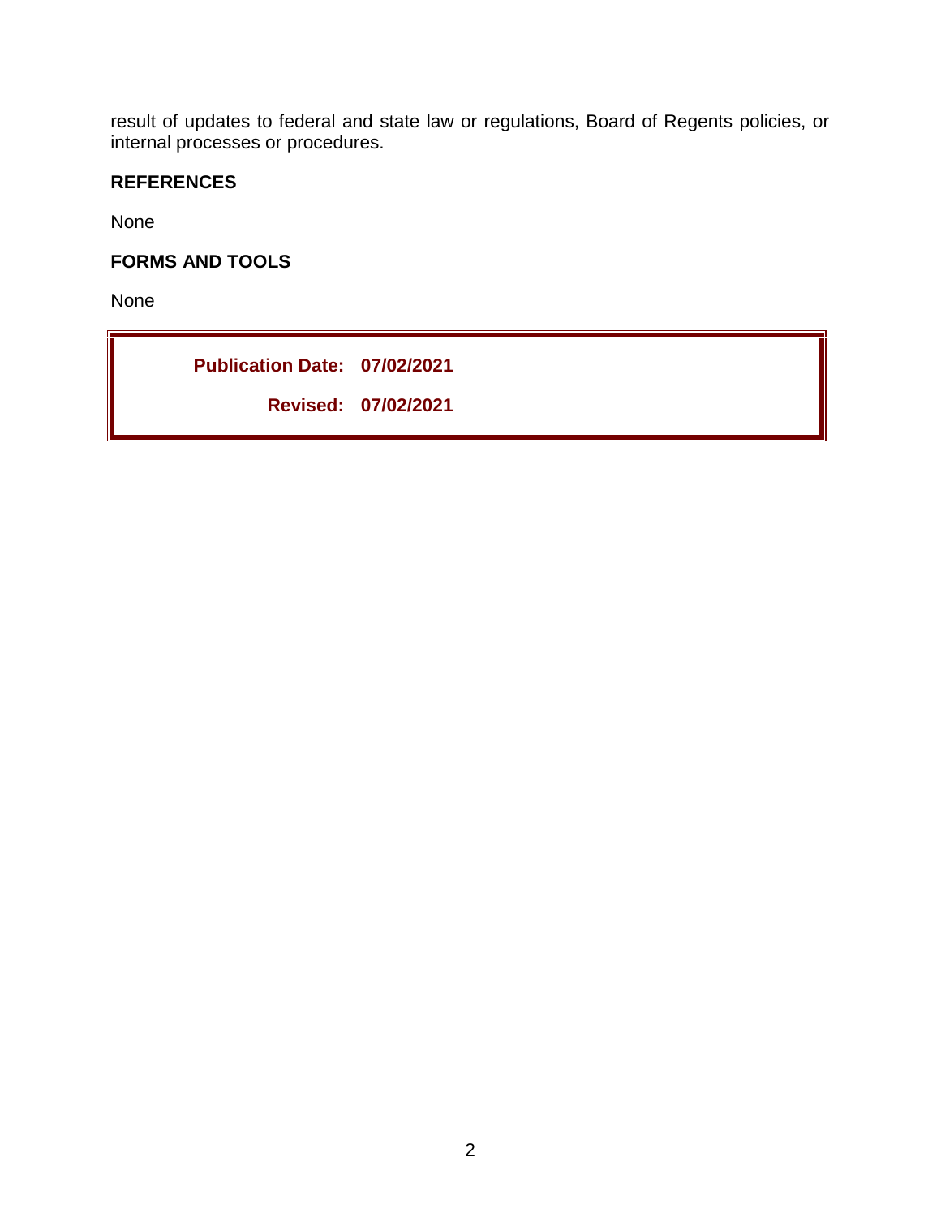result of updates to federal and state law or regulations, Board of Regents policies, or internal processes or procedures.

**REFERENCES**

None

**FORMS AND TOOLS**

None

**Publication Date: 07/02/2021**

**Revised: 07/02/2021**